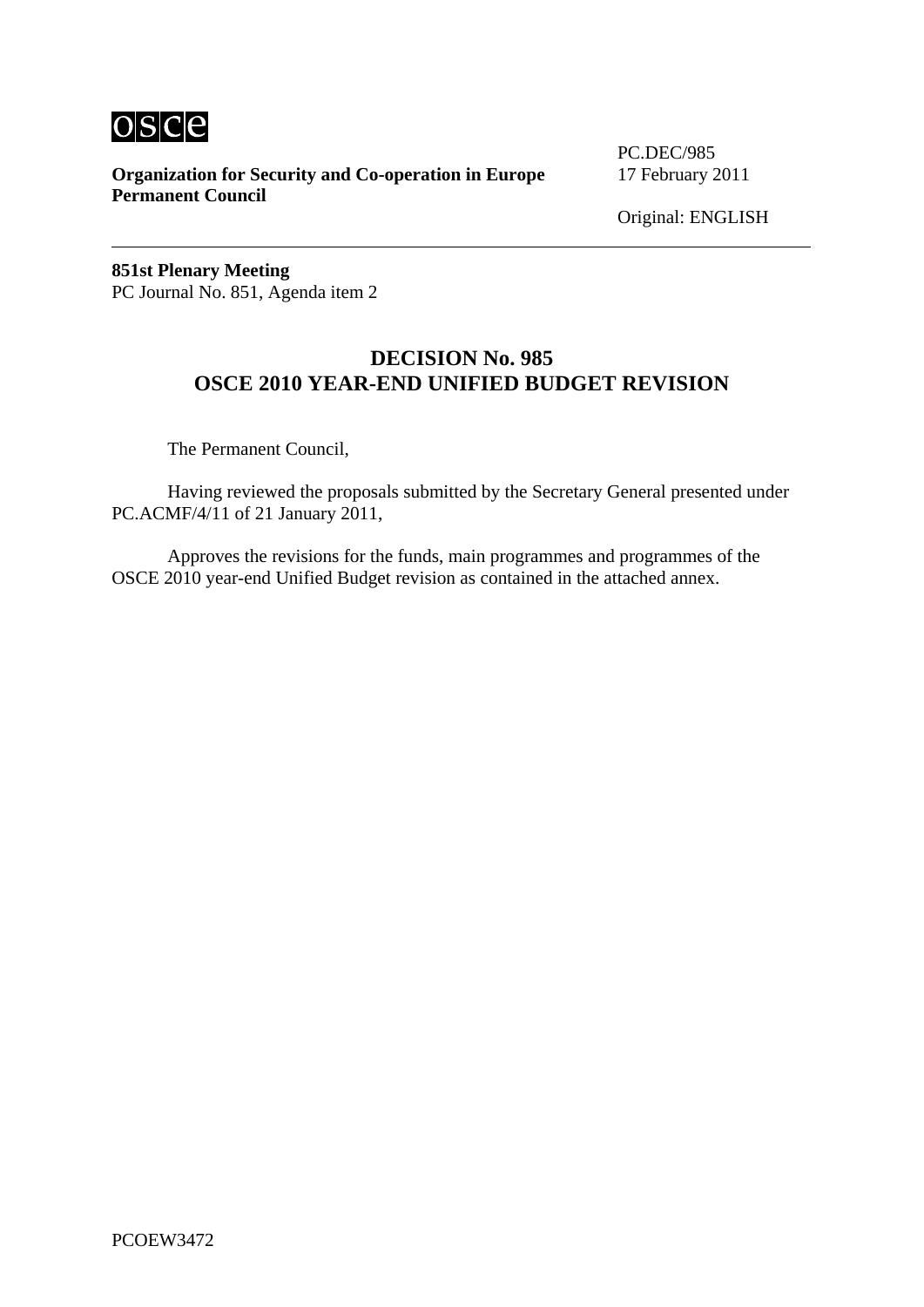**Organization for Security and Co-operation in Europe**
**Permanent Council**

PC.DEC/985
17 February 2011

Original: ENGLISH

---

**851st Plenary Meeting**
PC Journal No. 851, Agenda item 2

## DECISION No. 985
## OSCE 2010 YEAR-END UNIFIED BUDGET REVISION

The Permanent Council,

Having reviewed the proposals submitted by the Secretary General presented under PC.ACMF/4/11 of 21 January 2011,

Approves the revisions for the funds, main programmes and programmes of the OSCE 2010 year-end Unified Budget revision as contained in the attached annex.

PCOEW3472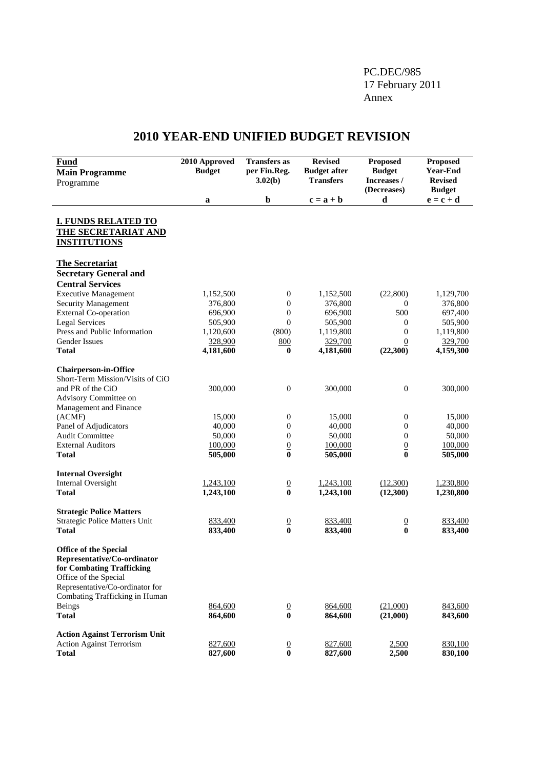PC.DEC/985
17 February 2011
Annex

# 2010 YEAR-END UNIFIED BUDGET REVISION

| Fund<br>Main Programme<br>Programme | 2010 Approved Budget | Transfers as per Fin.Reg. 3.02(b) | Revised Budget after Transfers | Proposed Budget Increases / (Decreases) | Proposed Year-End Revised Budget |
|---|---|---|---|---|---|
| | a | b | c = a + b | d | e = c + d |
| **I. FUNDS RELATED TO THE SECRETARIAT AND INSTITUTIONS** | | | | | |
| **The Secretariat** | | | | | |
| **Secretary General and Central Services** | | | | | |
| Executive Management | 1,152,500 | 0 | 1,152,500 | (22,800) | 1,129,700 |
| Security Management | 376,800 | 0 | 376,800 | 0 | 376,800 |
| External Co-operation | 696,900 | 0 | 696,900 | 500 | 697,400 |
| Legal Services | 505,900 | 0 | 505,900 | 0 | 505,900 |
| Press and Public Information | 1,120,600 | (800) | 1,119,800 | 0 | 1,119,800 |
| Gender Issues | 328,900 | 800 | 329,700 | 0 | 329,700 |
| **Total** | **4,181,600** | **0** | **4,181,600** | **(22,300)** | **4,159,300** |
| **Chairperson-in-Office** | | | | | |
| Short-Term Mission/Visits of CiO and PR of the CiO | 300,000 | 0 | 300,000 | 0 | 300,000 |
| Advisory Committee on Management and Finance (ACMF) | 15,000 | 0 | 15,000 | 0 | 15,000 |
| Panel of Adjudicators | 40,000 | 0 | 40,000 | 0 | 40,000 |
| Audit Committee | 50,000 | 0 | 50,000 | 0 | 50,000 |
| External Auditors | 100,000 | 0 | 100,000 | 0 | 100,000 |
| **Total** | **505,000** | **0** | **505,000** | **0** | **505,000** |
| **Internal Oversight** | | | | | |
| Internal Oversight | 1,243,100 | 0 | 1,243,100 | (12,300) | 1,230,800 |
| **Total** | **1,243,100** | **0** | **1,243,100** | **(12,300)** | **1,230,800** |
| **Strategic Police Matters** | | | | | |
| Strategic Police Matters Unit | 833,400 | 0 | 833,400 | 0 | 833,400 |
| **Total** | **833,400** | **0** | **833,400** | **0** | **833,400** |
| **Office of the Special Representative/Co-ordinator for Combating Trafficking** | | | | | |
| Office of the Special Representative/Co-ordinator for Combating Trafficking in Human Beings | 864,600 | 0 | 864,600 | (21,000) | 843,600 |
| **Total** | **864,600** | **0** | **864,600** | **(21,000)** | **843,600** |
| **Action Against Terrorism Unit** | | | | | |
| Action Against Terrorism | 827,600 | 0 | 827,600 | 2,500 | 830,100 |
| **Total** | **827,600** | **0** | **827,600** | **2,500** | **830,100** |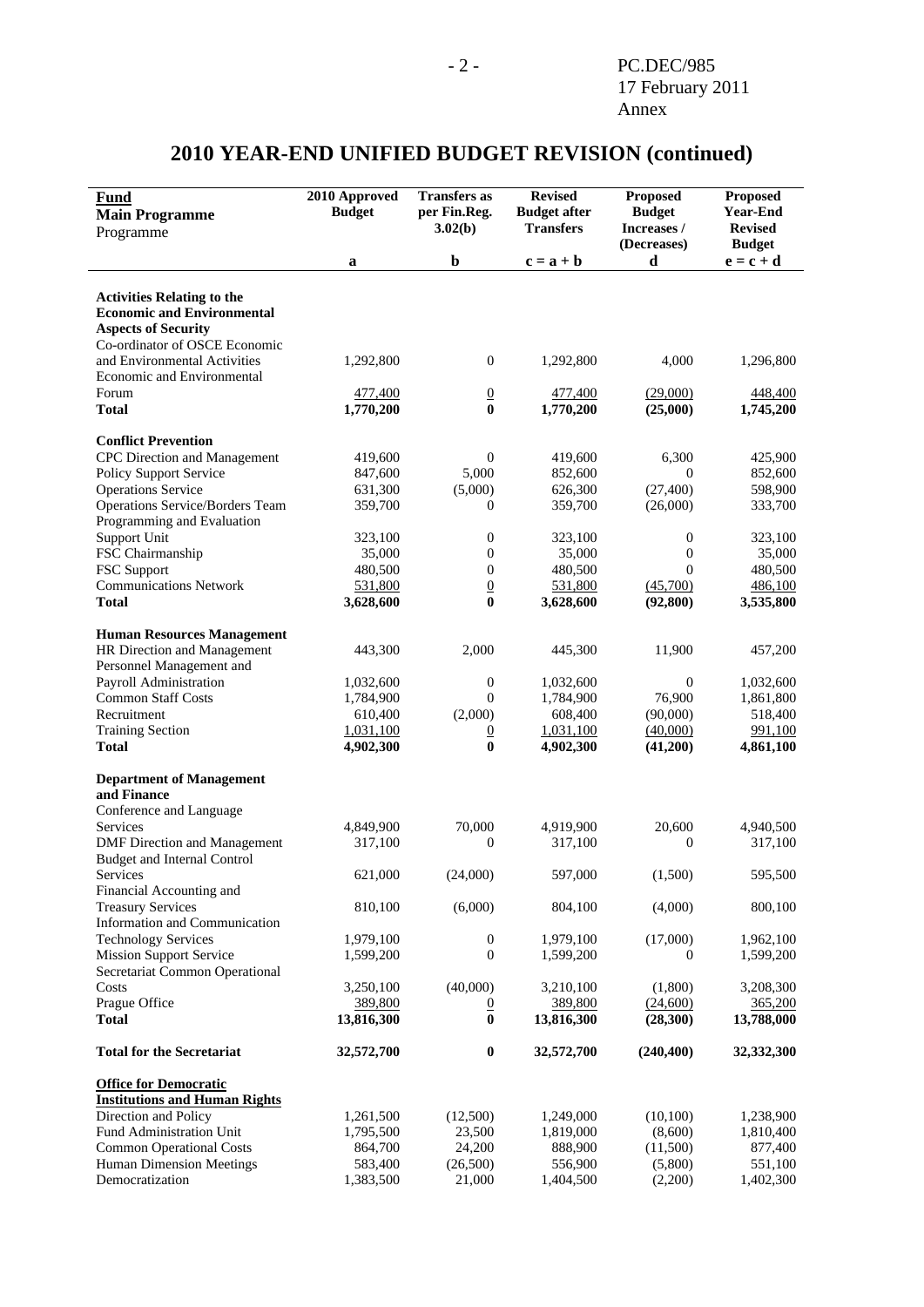# 2010 YEAR-END UNIFIED BUDGET REVISION (continued)

| Fund<br>Main Programme<br>Programme | 2010 Approved Budget | Transfers as per Fin.Reg. 3.02(b) | Revised Budget after Transfers | Proposed Budget Increases / (Decreases) | Proposed Year-End Revised Budget |
|---|---|---|---|---|---|
| | a | b | c = a + b | d | e = c + d |
| **Activities Relating to the Economic and Environmental Aspects of Security** | | | | | |
| Co-ordinator of OSCE Economic and Environmental Activities | 1,292,800 | 0 | 1,292,800 | 4,000 | 1,296,800 |
| Economic and Environmental Forum | 477,400 | 0 | 477,400 | (29,000) | 448,400 |
| **Total** | **1,770,200** | **0** | **1,770,200** | **(25,000)** | **1,745,200** |
| **Conflict Prevention** | | | | | |
| CPC Direction and Management | 419,600 | 0 | 419,600 | 6,300 | 425,900 |
| Policy Support Service | 847,600 | 5,000 | 852,600 | 0 | 852,600 |
| Operations Service | 631,300 | (5,000) | 626,300 | (27,400) | 598,900 |
| Operations Service/Borders Team | 359,700 | 0 | 359,700 | (26,000) | 333,700 |
| Programming and Evaluation Support Unit | 323,100 | 0 | 323,100 | 0 | 323,100 |
| FSC Chairmanship | 35,000 | 0 | 35,000 | 0 | 35,000 |
| FSC Support | 480,500 | 0 | 480,500 | 0 | 480,500 |
| Communications Network | 531,800 | 0 | 531,800 | (45,700) | 486,100 |
| **Total** | **3,628,600** | **0** | **3,628,600** | **(92,800)** | **3,535,800** |
| **Human Resources Management** | | | | | |
| HR Direction and Management | 443,300 | 2,000 | 445,300 | 11,900 | 457,200 |
| Personnel Management and Payroll Administration | 1,032,600 | 0 | 1,032,600 | 0 | 1,032,600 |
| Common Staff Costs | 1,784,900 | 0 | 1,784,900 | 76,900 | 1,861,800 |
| Recruitment | 610,400 | (2,000) | 608,400 | (90,000) | 518,400 |
| Training Section | 1,031,100 | 0 | 1,031,100 | (40,000) | 991,100 |
| **Total** | **4,902,300** | **0** | **4,902,300** | **(41,200)** | **4,861,100** |
| **Department of Management and Finance** | | | | | |
| Conference and Language Services | 4,849,900 | 70,000 | 4,919,900 | 20,600 | 4,940,500 |
| DMF Direction and Management | 317,100 | 0 | 317,100 | 0 | 317,100 |
| Budget and Internal Control Services | 621,000 | (24,000) | 597,000 | (1,500) | 595,500 |
| Financial Accounting and Treasury Services | 810,100 | (6,000) | 804,100 | (4,000) | 800,100 |
| Information and Communication Technology Services | 1,979,100 | 0 | 1,979,100 | (17,000) | 1,962,100 |
| Mission Support Service | 1,599,200 | 0 | 1,599,200 | 0 | 1,599,200 |
| Secretariat Common Operational Costs | 3,250,100 | (40,000) | 3,210,100 | (1,800) | 3,208,300 |
| Prague Office | 389,800 | 0 | 389,800 | (24,600) | 365,200 |
| **Total** | **13,816,300** | **0** | **13,816,300** | **(28,300)** | **13,788,000** |
| **Total for the Secretariat** | **32,572,700** | **0** | **32,572,700** | **(240,400)** | **32,332,300** |
| **Office for Democratic Institutions and Human Rights** | | | | | |
| Direction and Policy | 1,261,500 | (12,500) | 1,249,000 | (10,100) | 1,238,900 |
| Fund Administration Unit | 1,795,500 | 23,500 | 1,819,000 | (8,600) | 1,810,400 |
| Common Operational Costs | 864,700 | 24,200 | 888,900 | (11,500) | 877,400 |
| Human Dimension Meetings | 583,400 | (26,500) | 556,900 | (5,800) | 551,100 |
| Democratization | 1,383,500 | 21,000 | 1,404,500 | (2,200) | 1,402,300 |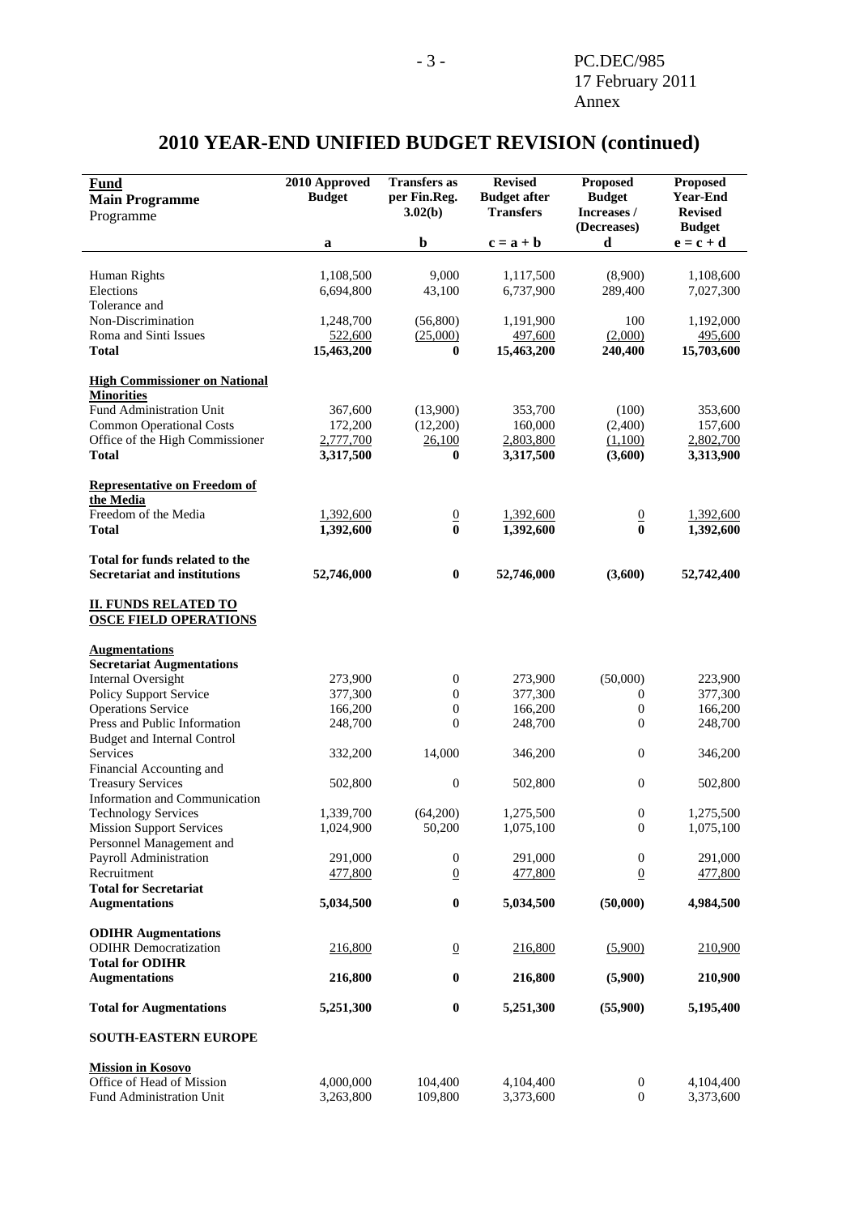PC.DEC/985
17 February 2011
Annex

# 2010 YEAR-END UNIFIED BUDGET REVISION (continued)

| Fund<br>Main Programme<br>Programme | 2010 Approved Budget | Transfers as per Fin.Reg. 3.02(b) | Revised Budget after Transfers | Proposed Budget Increases / (Decreases) | Proposed Year-End Revised Budget |
|---|---|---|---|---|---|
| | a | b | c = a + b | d | e = c + d |
| Human Rights | 1,108,500 | 9,000 | 1,117,500 | (8,900) | 1,108,600 |
| Elections | 6,694,800 | 43,100 | 6,737,900 | 289,400 | 7,027,300 |
| Tolerance and Non-Discrimination | 1,248,700 | (56,800) | 1,191,900 | 100 | 1,192,000 |
| Roma and Sinti Issues | 522,600 | (25,000) | 497,600 | (2,000) | 495,600 |
| **Total** | **15,463,200** | **0** | **15,463,200** | **240,400** | **15,703,600** |
| **High Commissioner on National Minorities** | | | | | |
| Fund Administration Unit | 367,600 | (13,900) | 353,700 | (100) | 353,600 |
| Common Operational Costs | 172,200 | (12,200) | 160,000 | (2,400) | 157,600 |
| Office of the High Commissioner | 2,777,700 | 26,100 | 2,803,800 | (1,100) | 2,802,700 |
| **Total** | **3,317,500** | **0** | **3,317,500** | **(3,600)** | **3,313,900** |
| **Representative on Freedom of the Media** | | | | | |
| Freedom of the Media | 1,392,600 | 0 | 1,392,600 | 0 | 1,392,600 |
| **Total** | **1,392,600** | **0** | **1,392,600** | **0** | **1,392,600** |
| **Total for funds related to the Secretariat and institutions** | **52,746,000** | **0** | **52,746,000** | **(3,600)** | **52,742,400** |
| **II. FUNDS RELATED TO OSCE FIELD OPERATIONS** | | | | | |
| **Augmentations** | | | | | |
| **Secretariat Augmentations** | | | | | |
| Internal Oversight | 273,900 | 0 | 273,900 | (50,000) | 223,900 |
| Policy Support Service | 377,300 | 0 | 377,300 | 0 | 377,300 |
| Operations Service | 166,200 | 0 | 166,200 | 0 | 166,200 |
| Press and Public Information | 248,700 | 0 | 248,700 | 0 | 248,700 |
| Budget and Internal Control Services | 332,200 | 14,000 | 346,200 | 0 | 346,200 |
| Financial Accounting and Treasury Services | 502,800 | 0 | 502,800 | 0 | 502,800 |
| Information and Communication Technology Services | 1,339,700 | (64,200) | 1,275,500 | 0 | 1,275,500 |
| Mission Support Services | 1,024,900 | 50,200 | 1,075,100 | 0 | 1,075,100 |
| Personnel Management and Payroll Administration | 291,000 | 0 | 291,000 | 0 | 291,000 |
| Recruitment | 477,800 | 0 | 477,800 | 0 | 477,800 |
| **Total for Secretariat Augmentations** | **5,034,500** | **0** | **5,034,500** | **(50,000)** | **4,984,500** |
| **ODIHR Augmentations** | | | | | |
| ODIHR Democratization | 216,800 | 0 | 216,800 | (5,900) | 210,900 |
| **Total for ODIHR Augmentations** | **216,800** | **0** | **216,800** | **(5,900)** | **210,900** |
| **Total for Augmentations** | **5,251,300** | **0** | **5,251,300** | **(55,900)** | **5,195,400** |
| **SOUTH-EASTERN EUROPE** | | | | | |
| **Mission in Kosovo** | | | | | |
| Office of Head of Mission | 4,000,000 | 104,400 | 4,104,400 | 0 | 4,104,400 |
| Fund Administration Unit | 3,263,800 | 109,800 | 3,373,600 | 0 | 3,373,600 |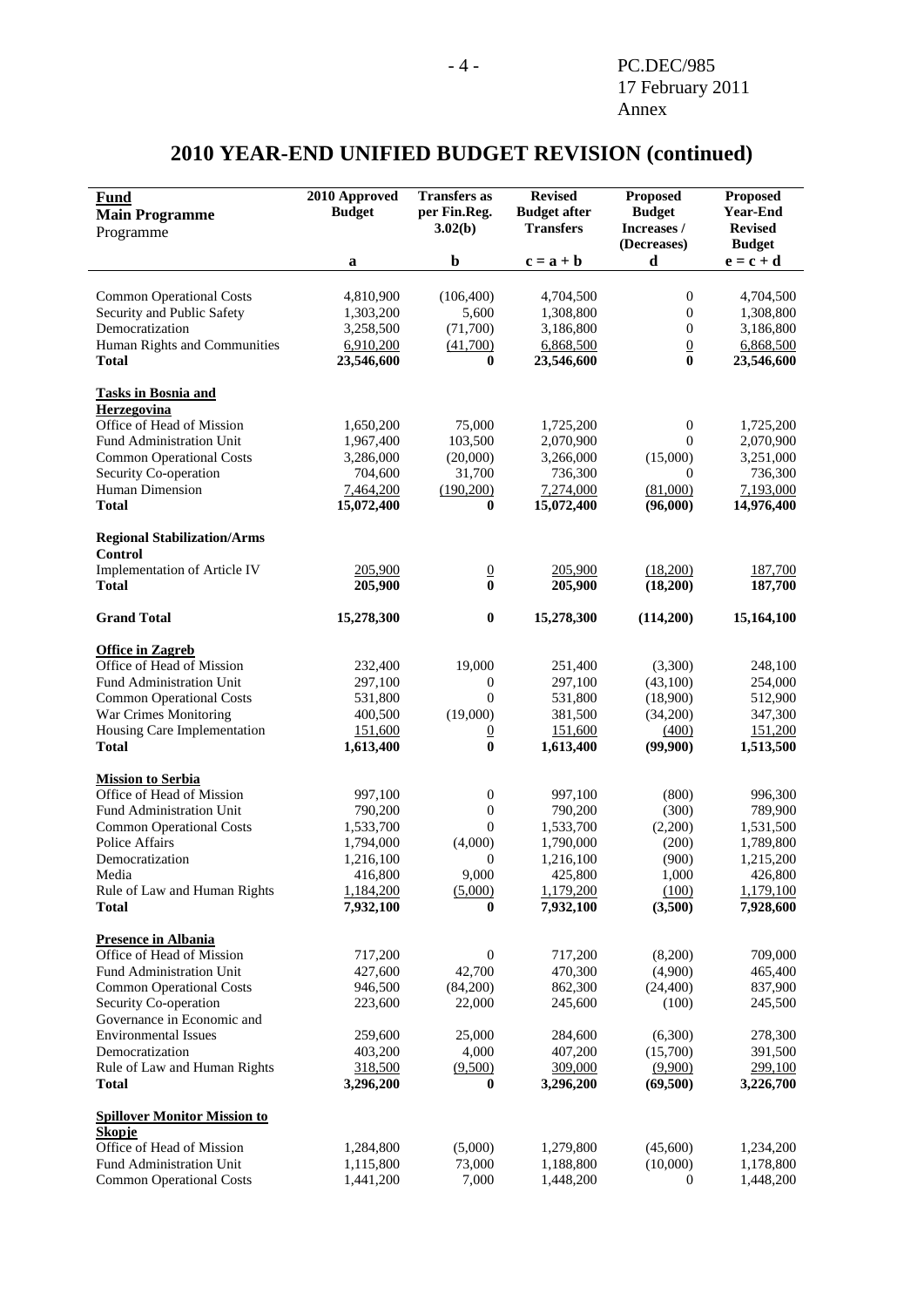# 2010 YEAR-END UNIFIED BUDGET REVISION (continued)

| **Fund**<br>**Main Programme**<br>Programme | **2010 Approved Budget** | **Transfers as per Fin.Reg. 3.02(b)** | **Revised Budget after Transfers** | **Proposed Budget Increases / (Decreases)** | **Proposed Year-End Revised Budget** |
|---|---|---|---|---|---|
| | **a** | **b** | **c = a + b** | **d** | **e = c + d** |
| Common Operational Costs | 4,810,900 | (106,400) | 4,704,500 | 0 | 4,704,500 |
| Security and Public Safety | 1,303,200 | 5,600 | 1,308,800 | 0 | 1,308,800 |
| Democratization | 3,258,500 | (71,700) | 3,186,800 | 0 | 3,186,800 |
| Human Rights and Communities | 6,910,200 | (41,700) | 6,868,500 | 0 | 6,868,500 |
| **Total** | **23,546,600** | **0** | **23,546,600** | **0** | **23,546,600** |
| **Tasks in Bosnia and Herzegovina** | | | | | |
| Office of Head of Mission | 1,650,200 | 75,000 | 1,725,200 | 0 | 1,725,200 |
| Fund Administration Unit | 1,967,400 | 103,500 | 2,070,900 | 0 | 2,070,900 |
| Common Operational Costs | 3,286,000 | (20,000) | 3,266,000 | (15,000) | 3,251,000 |
| Security Co-operation | 704,600 | 31,700 | 736,300 | 0 | 736,300 |
| Human Dimension | 7,464,200 | (190,200) | 7,274,000 | (81,000) | 7,193,000 |
| **Total** | **15,072,400** | **0** | **15,072,400** | **(96,000)** | **14,976,400** |
| **Regional Stabilization/Arms Control** | | | | | |
| Implementation of Article IV | 205,900 | 0 | 205,900 | (18,200) | 187,700 |
| **Total** | **205,900** | **0** | **205,900** | **(18,200)** | **187,700** |
| **Grand Total** | **15,278,300** | **0** | **15,278,300** | **(114,200)** | **15,164,100** |
| **Office in Zagreb** | | | | | |
| Office of Head of Mission | 232,400 | 19,000 | 251,400 | (3,300) | 248,100 |
| Fund Administration Unit | 297,100 | 0 | 297,100 | (43,100) | 254,000 |
| Common Operational Costs | 531,800 | 0 | 531,800 | (18,900) | 512,900 |
| War Crimes Monitoring | 400,500 | (19,000) | 381,500 | (34,200) | 347,300 |
| Housing Care Implementation | 151,600 | 0 | 151,600 | (400) | 151,200 |
| **Total** | **1,613,400** | **0** | **1,613,400** | **(99,900)** | **1,513,500** |
| **Mission to Serbia** | | | | | |
| Office of Head of Mission | 997,100 | 0 | 997,100 | (800) | 996,300 |
| Fund Administration Unit | 790,200 | 0 | 790,200 | (300) | 789,900 |
| Common Operational Costs | 1,533,700 | 0 | 1,533,700 | (2,200) | 1,531,500 |
| Police Affairs | 1,794,000 | (4,000) | 1,790,000 | (200) | 1,789,800 |
| Democratization | 1,216,100 | 0 | 1,216,100 | (900) | 1,215,200 |
| Media | 416,800 | 9,000 | 425,800 | 1,000 | 426,800 |
| Rule of Law and Human Rights | 1,184,200 | (5,000) | 1,179,200 | (100) | 1,179,100 |
| **Total** | **7,932,100** | **0** | **7,932,100** | **(3,500)** | **7,928,600** |
| **Presence in Albania** | | | | | |
| Office of Head of Mission | 717,200 | 0 | 717,200 | (8,200) | 709,000 |
| Fund Administration Unit | 427,600 | 42,700 | 470,300 | (4,900) | 465,400 |
| Common Operational Costs | 946,500 | (84,200) | 862,300 | (24,400) | 837,900 |
| Security Co-operation | 223,600 | 22,000 | 245,600 | (100) | 245,500 |
| Governance in Economic and Environmental Issues | 259,600 | 25,000 | 284,600 | (6,300) | 278,300 |
| Democratization | 403,200 | 4,000 | 407,200 | (15,700) | 391,500 |
| Rule of Law and Human Rights | 318,500 | (9,500) | 309,000 | (9,900) | 299,100 |
| **Total** | **3,296,200** | **0** | **3,296,200** | **(69,500)** | **3,226,700** |
| **Spillover Monitor Mission to Skopje** | | | | | |
| Office of Head of Mission | 1,284,800 | (5,000) | 1,279,800 | (45,600) | 1,234,200 |
| Fund Administration Unit | 1,115,800 | 73,000 | 1,188,800 | (10,000) | 1,178,800 |
| Common Operational Costs | 1,441,200 | 7,000 | 1,448,200 | 0 | 1,448,200 |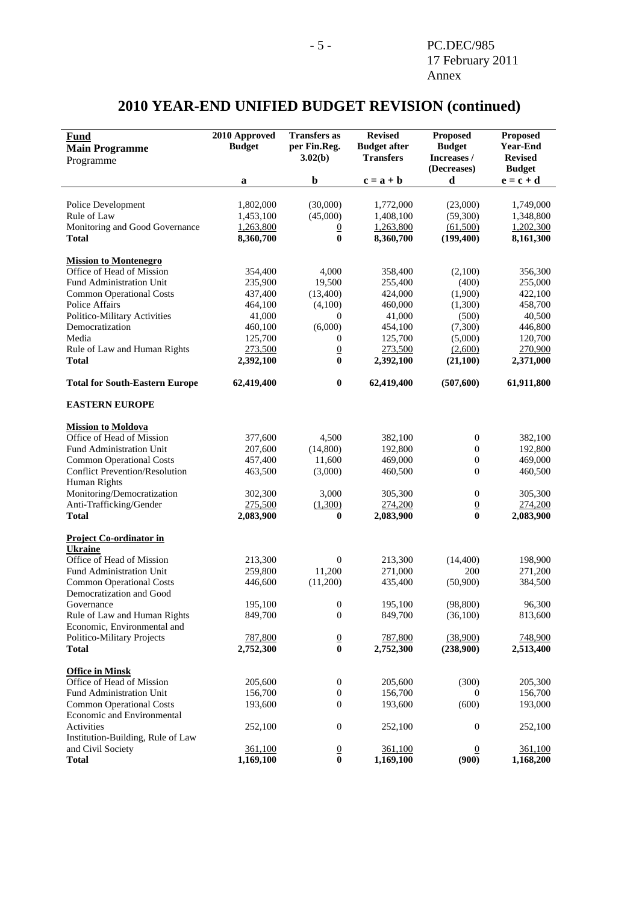# 2010 YEAR-END UNIFIED BUDGET REVISION (continued)

| Fund<br>Main Programme<br>Programme | 2010 Approved Budget | Transfers as per Fin.Reg. 3.02(b) | Revised Budget after Transfers | Proposed Budget Increases / (Decreases) | Proposed Year-End Revised Budget |
|---|---|---|---|---|---|
| | a | b | c = a + b | d | e = c + d |
| Police Development | 1,802,000 | (30,000) | 1,772,000 | (23,000) | 1,749,000 |
| Rule of Law | 1,453,100 | (45,000) | 1,408,100 | (59,300) | 1,348,800 |
| Monitoring and Good Governance | 1,263,800 | 0 | 1,263,800 | (61,500) | 1,202,300 |
| **Total** | **8,360,700** | **0** | **8,360,700** | **(199,400)** | **8,161,300** |
| **Mission to Montenegro** | | | | | |
| Office of Head of Mission | 354,400 | 4,000 | 358,400 | (2,100) | 356,300 |
| Fund Administration Unit | 235,900 | 19,500 | 255,400 | (400) | 255,000 |
| Common Operational Costs | 437,400 | (13,400) | 424,000 | (1,900) | 422,100 |
| Police Affairs | 464,100 | (4,100) | 460,000 | (1,300) | 458,700 |
| Politico-Military Activities | 41,000 | 0 | 41,000 | (500) | 40,500 |
| Democratization | 460,100 | (6,000) | 454,100 | (7,300) | 446,800 |
| Media | 125,700 | 0 | 125,700 | (5,000) | 120,700 |
| Rule of Law and Human Rights | 273,500 | 0 | 273,500 | (2,600) | 270,900 |
| **Total** | **2,392,100** | **0** | **2,392,100** | **(21,100)** | **2,371,000** |
| **Total for South-Eastern Europe** | **62,419,400** | **0** | **62,419,400** | **(507,600)** | **61,911,800** |
| **EASTERN EUROPE** | | | | | |
| **Mission to Moldova** | | | | | |
| Office of Head of Mission | 377,600 | 4,500 | 382,100 | 0 | 382,100 |
| Fund Administration Unit | 207,600 | (14,800) | 192,800 | 0 | 192,800 |
| Common Operational Costs | 457,400 | 11,600 | 469,000 | 0 | 469,000 |
| Conflict Prevention/Resolution | 463,500 | (3,000) | 460,500 | 0 | 460,500 |
| Human Rights Monitoring/Democratization | 302,300 | 3,000 | 305,300 | 0 | 305,300 |
| Anti-Trafficking/Gender | 275,500 | (1,300) | 274,200 | 0 | 274,200 |
| **Total** | **2,083,900** | **0** | **2,083,900** | **0** | **2,083,900** |
| **Project Co-ordinator in Ukraine** | | | | | |
| Office of Head of Mission | 213,300 | 0 | 213,300 | (14,400) | 198,900 |
| Fund Administration Unit | 259,800 | 11,200 | 271,000 | 200 | 271,200 |
| Common Operational Costs | 446,600 | (11,200) | 435,400 | (50,900) | 384,500 |
| Democratization and Good Governance | 195,100 | 0 | 195,100 | (98,800) | 96,300 |
| Rule of Law and Human Rights | 849,700 | 0 | 849,700 | (36,100) | 813,600 |
| Economic, Environmental and Politico-Military Projects | 787,800 | 0 | 787,800 | (38,900) | 748,900 |
| **Total** | **2,752,300** | **0** | **2,752,300** | **(238,900)** | **2,513,400** |
| **Office in Minsk** | | | | | |
| Office of Head of Mission | 205,600 | 0 | 205,600 | (300) | 205,300 |
| Fund Administration Unit | 156,700 | 0 | 156,700 | 0 | 156,700 |
| Common Operational Costs | 193,600 | 0 | 193,600 | (600) | 193,000 |
| Economic and Environmental Activities | 252,100 | 0 | 252,100 | 0 | 252,100 |
| Institution-Building, Rule of Law and Civil Society | 361,100 | 0 | 361,100 | 0 | 361,100 |
| **Total** | **1,169,100** | **0** | **1,169,100** | **(900)** | **1,168,200** |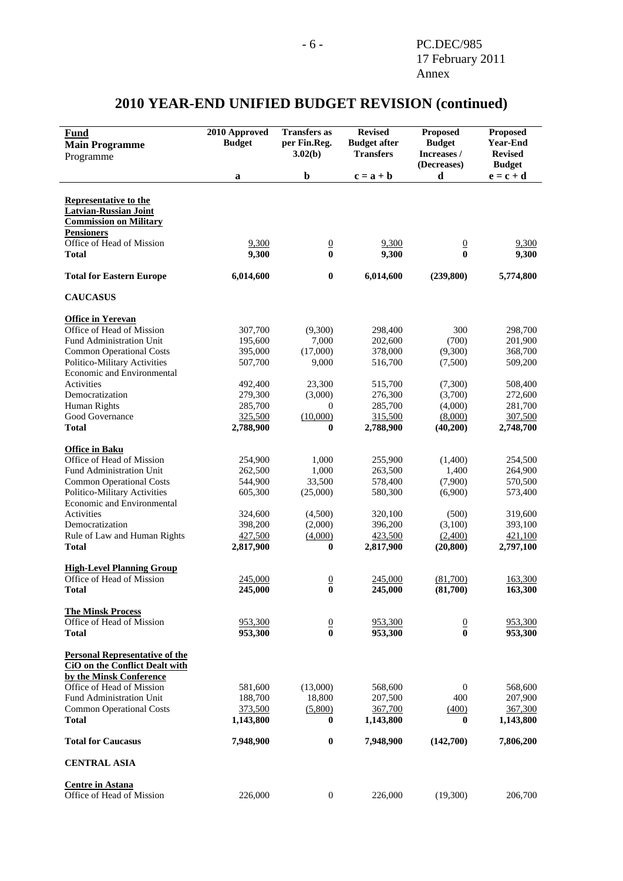# 2010 YEAR-END UNIFIED BUDGET REVISION (continued)

| Fund<br>Main Programme<br>Programme | 2010 Approved Budget | Transfers as per Fin.Reg. 3.02(b) | Revised Budget after Transfers | Proposed Budget Increases / (Decreases) | Proposed Year-End Revised Budget |
|---|---|---|---|---|---|
| | a | b | c = a + b | d | e = c + d |
| **Representative to the Latvian-Russian Joint Commission on Military Pensioners** | | | | | |
| Office of Head of Mission | 9,300 | 0 | 9,300 | 0 | 9,300 |
| **Total** | **9,300** | **0** | **9,300** | **0** | **9,300** |
| **Total for Eastern Europe** | **6,014,600** | **0** | **6,014,600** | **(239,800)** | **5,774,800** |
| **CAUCASUS** | | | | | |
| **Office in Yerevan** | | | | | |
| Office of Head of Mission | 307,700 | (9,300) | 298,400 | 300 | 298,700 |
| Fund Administration Unit | 195,600 | 7,000 | 202,600 | (700) | 201,900 |
| Common Operational Costs | 395,000 | (17,000) | 378,000 | (9,300) | 368,700 |
| Politico-Military Activities | 507,700 | 9,000 | 516,700 | (7,500) | 509,200 |
| Economic and Environmental Activities | 492,400 | 23,300 | 515,700 | (7,300) | 508,400 |
| Democratization | 279,300 | (3,000) | 276,300 | (3,700) | 272,600 |
| Human Rights | 285,700 | 0 | 285,700 | (4,000) | 281,700 |
| Good Governance | 325,500 | (10,000) | 315,500 | (8,000) | 307,500 |
| **Total** | **2,788,900** | **0** | **2,788,900** | **(40,200)** | **2,748,700** |
| **Office in Baku** | | | | | |
| Office of Head of Mission | 254,900 | 1,000 | 255,900 | (1,400) | 254,500 |
| Fund Administration Unit | 262,500 | 1,000 | 263,500 | 1,400 | 264,900 |
| Common Operational Costs | 544,900 | 33,500 | 578,400 | (7,900) | 570,500 |
| Politico-Military Activities | 605,300 | (25,000) | 580,300 | (6,900) | 573,400 |
| Economic and Environmental Activities | 324,600 | (4,500) | 320,100 | (500) | 319,600 |
| Democratization | 398,200 | (2,000) | 396,200 | (3,100) | 393,100 |
| Rule of Law and Human Rights | 427,500 | (4,000) | 423,500 | (2,400) | 421,100 |
| **Total** | **2,817,900** | **0** | **2,817,900** | **(20,800)** | **2,797,100** |
| **High-Level Planning Group** | | | | | |
| Office of Head of Mission | 245,000 | 0 | 245,000 | (81,700) | 163,300 |
| **Total** | **245,000** | **0** | **245,000** | **(81,700)** | **163,300** |
| **The Minsk Process** | | | | | |
| Office of Head of Mission | 953,300 | 0 | 953,300 | 0 | 953,300 |
| **Total** | **953,300** | **0** | **953,300** | **0** | **953,300** |
| **Personal Representative of the CiO on the Conflict Dealt with by the Minsk Conference** | | | | | |
| Office of Head of Mission | 581,600 | (13,000) | 568,600 | 0 | 568,600 |
| Fund Administration Unit | 188,700 | 18,800 | 207,500 | 400 | 207,900 |
| Common Operational Costs | 373,500 | (5,800) | 367,700 | (400) | 367,300 |
| **Total** | **1,143,800** | **0** | **1,143,800** | **0** | **1,143,800** |
| **Total for Caucasus** | **7,948,900** | **0** | **7,948,900** | **(142,700)** | **7,806,200** |
| **CENTRAL ASIA** | | | | | |
| **Centre in Astana** | | | | | |
| Office of Head of Mission | 226,000 | 0 | 226,000 | (19,300) | 206,700 |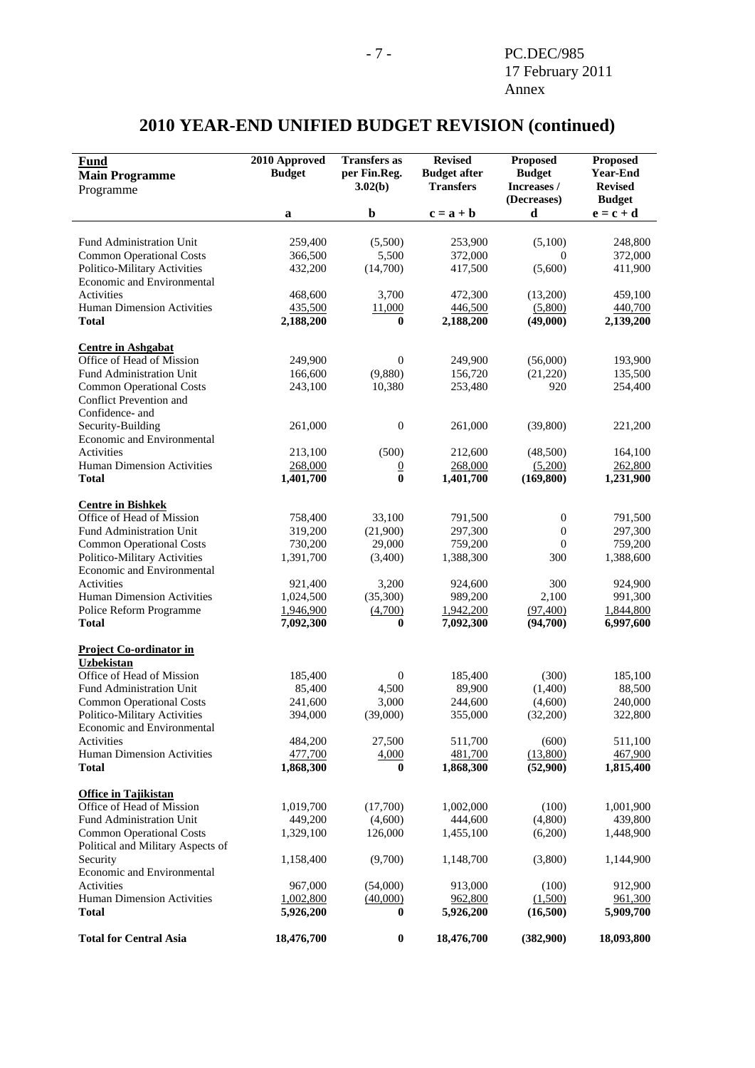# 2010 YEAR-END UNIFIED BUDGET REVISION (continued)

| Fund **Main Programme** Programme | 2010 Approved Budget | Transfers as per Fin.Reg. 3.02(b) | Revised Budget after Transfers | Proposed Budget Increases / (Decreases) | Proposed Year-End Revised Budget |
|---|---|---|---|---|---|
| | **a** | **b** | **c = a + b** | **d** | **e = c + d** |
| Fund Administration Unit | 259,400 | (5,500) | 253,900 | (5,100) | 248,800 |
| Common Operational Costs | 366,500 | 5,500 | 372,000 | 0 | 372,000 |
| Politico-Military Activities | 432,200 | (14,700) | 417,500 | (5,600) | 411,900 |
| Economic and Environmental Activities | 468,600 | 3,700 | 472,300 | (13,200) | 459,100 |
| Human Dimension Activities | 435,500 | 11,000 | 446,500 | (5,800) | 440,700 |
| **Total** | **2,188,200** | **0** | **2,188,200** | **(49,000)** | **2,139,200** |
| **Centre in Ashgabat** | | | | | |
| Office of Head of Mission | 249,900 | 0 | 249,900 | (56,000) | 193,900 |
| Fund Administration Unit | 166,600 | (9,880) | 156,720 | (21,220) | 135,500 |
| Common Operational Costs | 243,100 | 10,380 | 253,480 | 920 | 254,400 |
| Conflict Prevention and Confidence- and Security-Building | 261,000 | 0 | 261,000 | (39,800) | 221,200 |
| Economic and Environmental Activities | 213,100 | (500) | 212,600 | (48,500) | 164,100 |
| Human Dimension Activities | 268,000 | 0 | 268,000 | (5,200) | 262,800 |
| **Total** | **1,401,700** | **0** | **1,401,700** | **(169,800)** | **1,231,900** |
| **Centre in Bishkek** | | | | | |
| Office of Head of Mission | 758,400 | 33,100 | 791,500 | 0 | 791,500 |
| Fund Administration Unit | 319,200 | (21,900) | 297,300 | 0 | 297,300 |
| Common Operational Costs | 730,200 | 29,000 | 759,200 | 0 | 759,200 |
| Politico-Military Activities | 1,391,700 | (3,400) | 1,388,300 | 300 | 1,388,600 |
| Economic and Environmental Activities | 921,400 | 3,200 | 924,600 | 300 | 924,900 |
| Human Dimension Activities | 1,024,500 | (35,300) | 989,200 | 2,100 | 991,300 |
| Police Reform Programme | 1,946,900 | (4,700) | 1,942,200 | (97,400) | 1,844,800 |
| **Total** | **7,092,300** | **0** | **7,092,300** | **(94,700)** | **6,997,600** |
| **Project Co-ordinator in Uzbekistan** | | | | | |
| Office of Head of Mission | 185,400 | 0 | 185,400 | (300) | 185,100 |
| Fund Administration Unit | 85,400 | 4,500 | 89,900 | (1,400) | 88,500 |
| Common Operational Costs | 241,600 | 3,000 | 244,600 | (4,600) | 240,000 |
| Politico-Military Activities | 394,000 | (39,000) | 355,000 | (32,200) | 322,800 |
| Economic and Environmental Activities | 484,200 | 27,500 | 511,700 | (600) | 511,100 |
| Human Dimension Activities | 477,700 | 4,000 | 481,700 | (13,800) | 467,900 |
| **Total** | **1,868,300** | **0** | **1,868,300** | **(52,900)** | **1,815,400** |
| **Office in Tajikistan** | | | | | |
| Office of Head of Mission | 1,019,700 | (17,700) | 1,002,000 | (100) | 1,001,900 |
| Fund Administration Unit | 449,200 | (4,600) | 444,600 | (4,800) | 439,800 |
| Common Operational Costs | 1,329,100 | 126,000 | 1,455,100 | (6,200) | 1,448,900 |
| Political and Military Aspects of Security | 1,158,400 | (9,700) | 1,148,700 | (3,800) | 1,144,900 |
| Economic and Environmental Activities | 967,000 | (54,000) | 913,000 | (100) | 912,900 |
| Human Dimension Activities | 1,002,800 | (40,000) | 962,800 | (1,500) | 961,300 |
| **Total** | **5,926,200** | **0** | **5,926,200** | **(16,500)** | **5,909,700** |
| **Total for Central Asia** | **18,476,700** | **0** | **18,476,700** | **(382,900)** | **18,093,800** |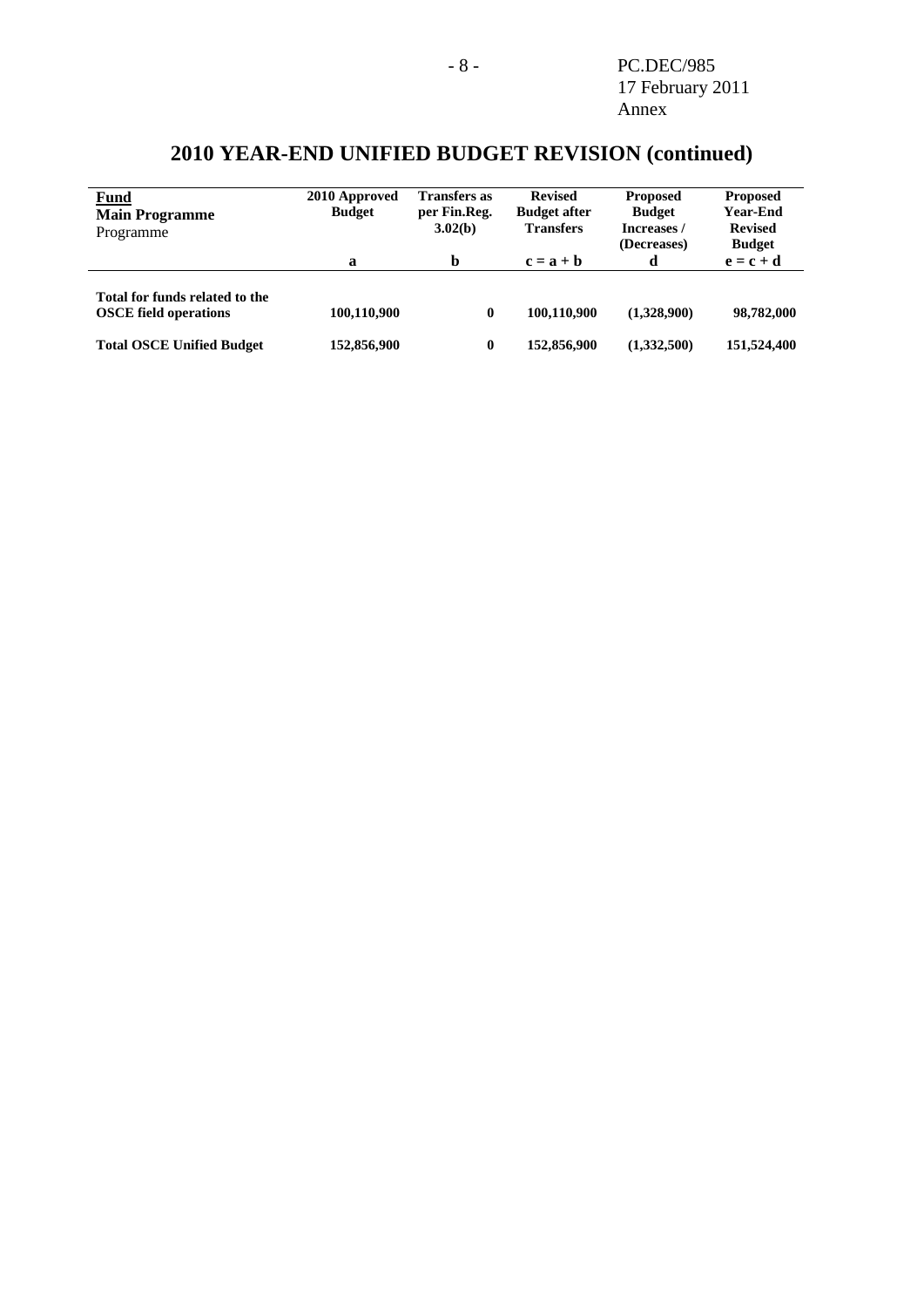# 2010 YEAR-END UNIFIED BUDGET REVISION (continued)

| **Fund**<br>**Main Programme**<br>Programme | 2010 Approved Budget | Transfers as per Fin.Reg. 3.02(b) | Revised Budget after Transfers | Proposed Budget Increases / (Decreases) | Proposed Year-End Revised Budget |
|---|---|---|---|---|---|
| | **a** | **b** | **c = a + b** | **d** | **e = c + d** |
| **Total for funds related to the OSCE field operations** | **100,110,900** | **0** | **100,110,900** | **(1,328,900)** | **98,782,000** |
| **Total OSCE Unified Budget** | **152,856,900** | **0** | **152,856,900** | **(1,332,500)** | **151,524,400** |